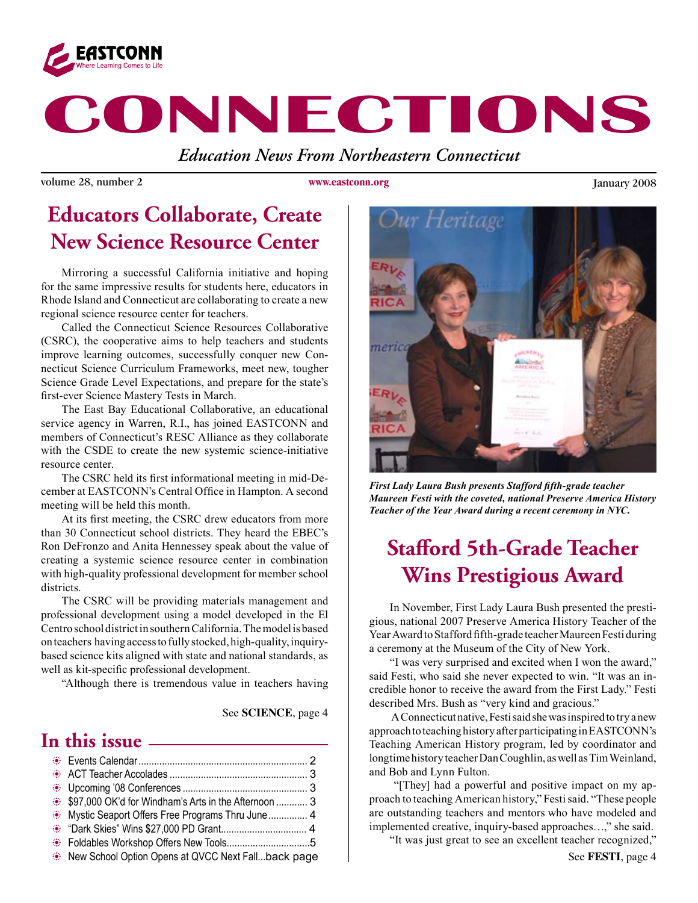EASTCONN
Where Learning Comes to Life

# CONNECTIONS

*Education News From Northeastern Connecticut*

volume 28, number 2 | www.eastconn.org | January 2008

## Educators Collaborate, Create New Science Resource Center

Mirroring a successful California initiative and hoping for the same impressive results for students here, educators in Rhode Island and Connecticut are collaborating to create a new regional science resource center for teachers.

Called the Connecticut Science Resources Collaborative (CSRC), the cooperative aims to help teachers and students improve learning outcomes, successfully conquer new Connecticut Science Curriculum Frameworks, meet new, tougher Science Grade Level Expectations, and prepare for the state's first-ever Science Mastery Tests in March.

The East Bay Educational Collaborative, an educational service agency in Warren, R.I., has joined EASTCONN and members of Connecticut's RESC Alliance as they collaborate with the CSDE to create the new systemic science-initiative resource center.

The CSRC held its first informational meeting in mid-December at EASTCONN's Central Office in Hampton. A second meeting will be held this month.

At its first meeting, the CSRC drew educators from more than 30 Connecticut school districts. They heard the EBEC's Ron DeFronzo and Anita Hennessey speak about the value of creating a systemic science resource center in combination with high-quality professional development for member school districts.

The CSRC will be providing materials management and professional development using a model developed in the El Centro school district in southern California. The model is based on teachers having access to fully stocked, high-quality, inquiry-based science kits aligned with state and national standards, as well as kit-specific professional development.

"Although there is tremendous value in teachers having

See **SCIENCE**, page 4

## In this issue

- Events Calendar ........ 2
- ACT Teacher Accolades ........ 3
- Upcoming '08 Conferences ........ 3
- $97,000 OK'd for Windham's Arts in the Afternoon ........ 3
- Mystic Seaport Offers Free Programs Thru June ........ 4
- "Dark Skies" Wins $27,000 PD Grant ........ 4
- Foldables Workshop Offers New Tools ........ 5
- New School Option Opens at QVCC Next Fall...back page

***First Lady Laura Bush presents Stafford fifth-grade teacher Maureen Festi with the coveted, national Preserve America History Teacher of the Year Award during a recent ceremony in NYC.***

## Stafford 5th-Grade Teacher Wins Prestigious Award

In November, First Lady Laura Bush presented the prestigious, national 2007 Preserve America History Teacher of the Year Award to Stafford fifth-grade teacher Maureen Festi during a ceremony at the Museum of the City of New York.

"I was very surprised and excited when I won the award," said Festi, who said she never expected to win. "It was an incredible honor to receive the award from the First Lady." Festi described Mrs. Bush as "very kind and gracious."

A Connecticut native, Festi said she was inspired to try a new approach to teaching history after participating in EASTCONN's Teaching American History program, led by coordinator and longtime history teacher Dan Coughlin, as well as Tim Weinland, and Bob and Lynn Fulton.

"[They] had a powerful and positive impact on my approach to teaching American history," Festi said. "These people are outstanding teachers and mentors who have modeled and implemented creative, inquiry-based approaches…," she said.

"It was just great to see an excellent teacher recognized,"

See **FESTI**, page 4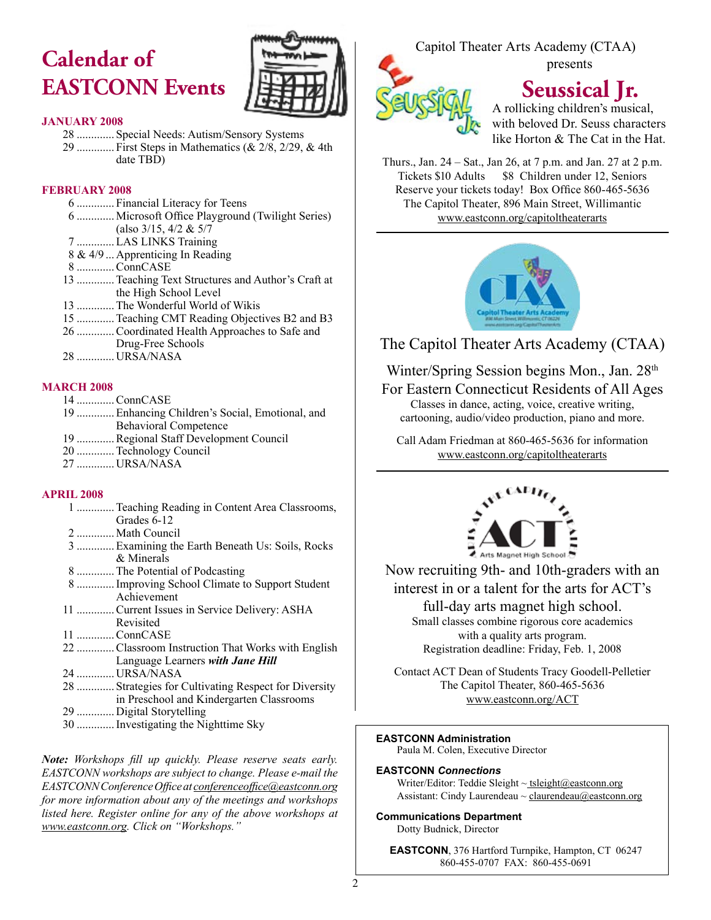# Calendar of EASTCONN Events

### JANUARY 2008

- 28 ............. Special Needs: Autism/Sensory Systems
- 29 ............. First Steps in Mathematics (& 2/8, 2/29, & 4th date TBD)

### FEBRUARY 2008

- 6 ............. Financial Literacy for Teens
- 6 ............. Microsoft Office Playground (Twilight Series) (also 3/15, 4/2 & 5/7
- 7 ............. LAS LINKS Training
- 8 & 4/9 ... Apprenticing In Reading
- 8 ............. ConnCASE
- 13 ............. Teaching Text Structures and Author's Craft at the High School Level
- 13 ............. The Wonderful World of Wikis
- 15 ............. Teaching CMT Reading Objectives B2 and B3
- 26 ............. Coordinated Health Approaches to Safe and Drug-Free Schools
- 28 ............. URSA/NASA

### MARCH 2008

- 14 ............. ConnCASE
- 19 ............. Enhancing Children's Social, Emotional, and Behavioral Competence
- 19 ............. Regional Staff Development Council
- 20 ............. Technology Council
- 27 ............. URSA/NASA

### APRIL 2008

- 1 ............. Teaching Reading in Content Area Classrooms, Grades 6-12
- 2 ............. Math Council
- 3 ............. Examining the Earth Beneath Us: Soils, Rocks & Minerals
- 8 ............. The Potential of Podcasting
- 8 ............. Improving School Climate to Support Student Achievement
- 11 ............. Current Issues in Service Delivery: ASHA Revisited
- 11 ............. ConnCASE
- 22 ............. Classroom Instruction That Works with English Language Learners ***with Jane Hill***
- 24 ............. URSA/NASA
- 28 ............. Strategies for Cultivating Respect for Diversity in Preschool and Kindergarten Classrooms
- 29 ............. Digital Storytelling
- 30 ............. Investigating the Nighttime Sky

***Note:*** *Workshops fill up quickly. Please reserve seats early. EASTCONN workshops are subject to change. Please e-mail the EASTCONN Conference Office at conferenceoffice@eastconn.org for more information about any of the meetings and workshops listed here. Register online for any of the above workshops at www.eastconn.org. Click on "Workshops."*

---

Capitol Theater Arts Academy (CTAA) presents

## Seussical Jr.

A rollicking children's musical, with beloved Dr. Seuss characters like Horton & The Cat in the Hat.

Thurs., Jan. 24 – Sat., Jan 26, at 7 p.m. and Jan. 27 at 2 p.m.
Tickets $10 Adults $8 Children under 12, Seniors
Reserve your tickets today! Box Office 860-465-5636
The Capitol Theater, 896 Main Street, Willimantic
www.eastconn.org/capitoltheaterarts

---

## The Capitol Theater Arts Academy (CTAA)

Winter/Spring Session begins Mon., Jan. 28th
For Eastern Connecticut Residents of All Ages
Classes in dance, acting, voice, creative writing, cartooning, audio/video production, piano and more.

Call Adam Friedman at 860-465-5636 for information
www.eastconn.org/capitoltheaterarts

---

Now recruiting 9th- and 10th-graders with an interest in or a talent for the arts for ACT's full-day arts magnet high school.

Small classes combine rigorous core academics with a quality arts program.
Registration deadline: Friday, Feb. 1, 2008

Contact ACT Dean of Students Tracy Goodell-Pelletier
The Capitol Theater, 860-465-5636
www.eastconn.org/ACT

---

**EASTCONN Administration**
Paula M. Colen, Executive Director

**EASTCONN *Connections***
Writer/Editor: Teddie Sleight ~ tsleight@eastconn.org
Assistant: Cindy Laurendeau ~ claurendeau@eastconn.org

**Communications Department**
Dotty Budnick, Director

**EASTCONN**, 376 Hartford Turnpike, Hampton, CT 06247
860-455-0707 FAX: 860-455-0691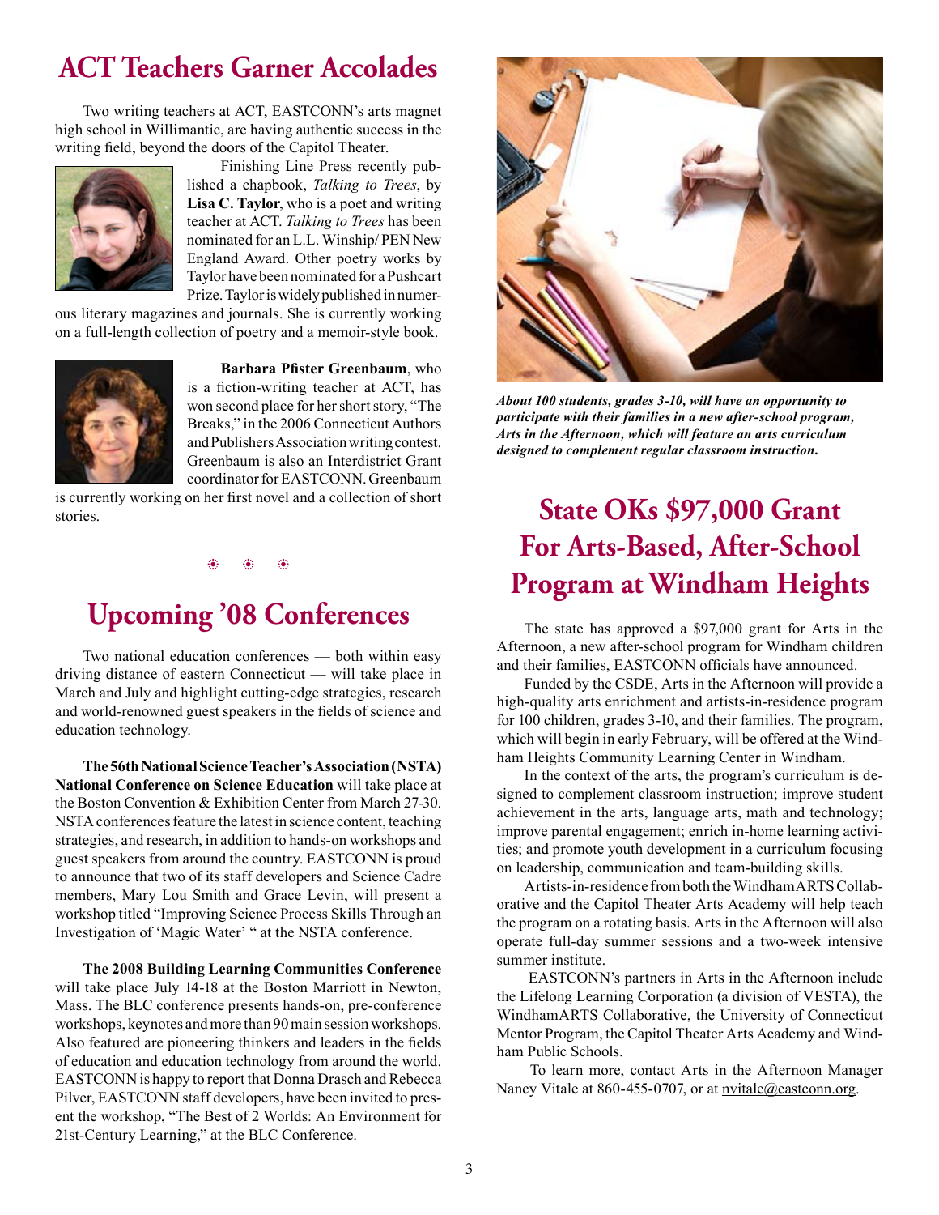# ACT Teachers Garner Accolades

Two writing teachers at ACT, EASTCONN's arts magnet high school in Willimantic, are having authentic success in the writing field, beyond the doors of the Capitol Theater.

Finishing Line Press recently published a chapbook, *Talking to Trees*, by **Lisa C. Taylor**, who is a poet and writing teacher at ACT. *Talking to Trees* has been nominated for an L.L. Winship/ PEN New England Award. Other poetry works by Taylor have been nominated for a Pushcart Prize. Taylor is widely published in numerous literary magazines and journals. She is currently working on a full-length collection of poetry and a memoir-style book.

**Barbara Pfister Greenbaum**, who is a fiction-writing teacher at ACT, has won second place for her short story, "The Breaks," in the 2006 Connecticut Authors and Publishers Association writing contest. Greenbaum is also an Interdistrict Grant coordinator for EASTCONN. Greenbaum is currently working on her first novel and a collection of short stories.

# Upcoming '08 Conferences

Two national education conferences — both within easy driving distance of eastern Connecticut — will take place in March and July and highlight cutting-edge strategies, research and world-renowned guest speakers in the fields of science and education technology.

**The 56th National Science Teacher's Association (NSTA) National Conference on Science Education** will take place at the Boston Convention & Exhibition Center from March 27-30. NSTA conferences feature the latest in science content, teaching strategies, and research, in addition to hands-on workshops and guest speakers from around the country. EASTCONN is proud to announce that two of its staff developers and Science Cadre members, Mary Lou Smith and Grace Levin, will present a workshop titled "Improving Science Process Skills Through an Investigation of 'Magic Water' " at the NSTA conference.

**The 2008 Building Learning Communities Conference** will take place July 14-18 at the Boston Marriott in Newton, Mass. The BLC conference presents hands-on, pre-conference workshops, keynotes and more than 90 main session workshops. Also featured are pioneering thinkers and leaders in the fields of education and education technology from around the world. EASTCONN is happy to report that Donna Drasch and Rebecca Pilver, EASTCONN staff developers, have been invited to present the workshop, "The Best of 2 Worlds: An Environment for 21st-Century Learning," at the BLC Conference.

***About 100 students, grades 3-10, will have an opportunity to participate with their families in a new after-school program, Arts in the Afternoon, which will feature an arts curriculum designed to complement regular classroom instruction.***

# State OKs $97,000 Grant For Arts-Based, After-School Program at Windham Heights

The state has approved a $97,000 grant for Arts in the Afternoon, a new after-school program for Windham children and their families, EASTCONN officials have announced.

Funded by the CSDE, Arts in the Afternoon will provide a high-quality arts enrichment and artists-in-residence program for 100 children, grades 3-10, and their families. The program, which will begin in early February, will be offered at the Windham Heights Community Learning Center in Windham.

In the context of the arts, the program's curriculum is designed to complement classroom instruction; improve student achievement in the arts, language arts, math and technology; improve parental engagement; enrich in-home learning activities; and promote youth development in a curriculum focusing on leadership, communication and team-building skills.

Artists-in-residence from both the WindhamARTS Collaborative and the Capitol Theater Arts Academy will help teach the program on a rotating basis. Arts in the Afternoon will also operate full-day summer sessions and a two-week intensive summer institute.

EASTCONN's partners in Arts in the Afternoon include the Lifelong Learning Corporation (a division of VESTA), the WindhamARTS Collaborative, the University of Connecticut Mentor Program, the Capitol Theater Arts Academy and Windham Public Schools.

To learn more, contact Arts in the Afternoon Manager Nancy Vitale at 860-455-0707, or at nvitale@eastconn.org.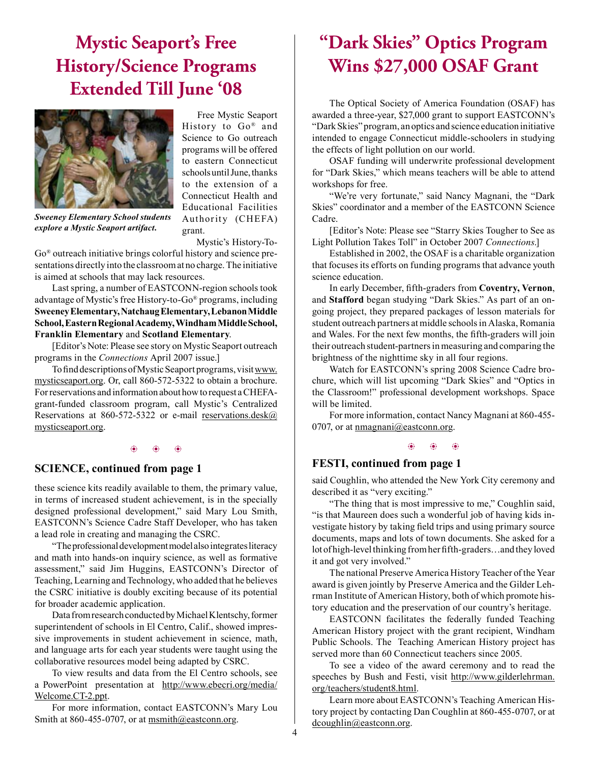# Mystic Seaport's Free History/Science Programs Extended Till June '08

*Sweeney Elementary School students explore a Mystic Seaport artifact.*

Free Mystic Seaport History to Go® and Science to Go outreach programs will be offered to eastern Connecticut schools until June, thanks to the extension of a Connecticut Health and Educational Facilities Authority (CHEFA) grant.

Mystic's History-To-Go® outreach initiative brings colorful history and science presentations directly into the classroom at no charge. The initiative is aimed at schools that may lack resources.

Last spring, a number of EASTCONN-region schools took advantage of Mystic's free History-to-Go® programs, including **Sweeney Elementary, Natchaug Elementary, Lebanon Middle School, Eastern Regional Academy, Windham Middle School, Franklin Elementary** and **Scotland Elementary**.

[Editor's Note: Please see story on Mystic Seaport outreach programs in the *Connections* April 2007 issue.]

To find descriptions of Mystic Seaport programs, visit www.mysticseaport.org. Or, call 860-572-5322 to obtain a brochure. For reservations and information about how to request a CHEFA-grant-funded classroom program, call Mystic's Centralized Reservations at 860-572-5322 or e-mail reservations.desk@mysticseaport.org.

## SCIENCE, continued from page 1

these science kits readily available to them, the primary value, in terms of increased student achievement, is in the specially designed professional development," said Mary Lou Smith, EASTCONN's Science Cadre Staff Developer, who has taken a lead role in creating and managing the CSRC.

"The professional development model also integrates literacy and math into hands-on inquiry science, as well as formative assessment," said Jim Huggins, EASTCONN's Director of Teaching, Learning and Technology, who added that he believes the CSRC initiative is doubly exciting because of its potential for broader academic application.

Data from research conducted by Michael Klentschy, former superintendent of schools in El Centro, Calif., showed impressive improvements in student achievement in science, math, and language arts for each year students were taught using the collaborative resources model being adapted by CSRC.

To view results and data from the El Centro schools, see a PowerPoint presentation at http://www.ebecri.org/media/Welcome.CT-2.ppt.

For more information, contact EASTCONN's Mary Lou Smith at 860-455-0707, or at msmith@eastconn.org.

# "Dark Skies" Optics Program Wins $27,000 OSAF Grant

The Optical Society of America Foundation (OSAF) has awarded a three-year, $27,000 grant to support EASTCONN's "Dark Skies" program, an optics and science education initiative intended to engage Connecticut middle-schoolers in studying the effects of light pollution on our world.

OSAF funding will underwrite professional development for "Dark Skies," which means teachers will be able to attend workshops for free.

"We're very fortunate," said Nancy Magnani, the "Dark Skies" coordinator and a member of the EASTCONN Science Cadre.

[Editor's Note: Please see "Starry Skies Tougher to See as Light Pollution Takes Toll" in October 2007 *Connections*.]

Established in 2002, the OSAF is a charitable organization that focuses its efforts on funding programs that advance youth science education.

In early December, fifth-graders from **Coventry, Vernon**, and **Stafford** began studying "Dark Skies." As part of an ongoing project, they prepared packages of lesson materials for student outreach partners at middle schools in Alaska, Romania and Wales. For the next few months, the fifth-graders will join their outreach student-partners in measuring and comparing the brightness of the nighttime sky in all four regions.

Watch for EASTCONN's spring 2008 Science Cadre brochure, which will list upcoming "Dark Skies" and "Optics in the Classroom!" professional development workshops. Space will be limited.

For more information, contact Nancy Magnani at 860-455-0707, or at nmagnani@eastconn.org.

## FESTI, continued from page 1

said Coughlin, who attended the New York City ceremony and described it as "very exciting."

"The thing that is most impressive to me," Coughlin said, "is that Maureen does such a wonderful job of having kids investigate history by taking field trips and using primary source documents, maps and lots of town documents. She asked for a lot of high-level thinking from her fifth-graders…and they loved it and got very involved."

The national Preserve America History Teacher of the Year award is given jointly by Preserve America and the Gilder Lehrman Institute of American History, both of which promote history education and the preservation of our country's heritage.

EASTCONN facilitates the federally funded Teaching American History project with the grant recipient, Windham Public Schools. The Teaching American History project has served more than 60 Connecticut teachers since 2005.

To see a video of the award ceremony and to read the speeches by Bush and Festi, visit http://www.gilderlehrman.org/teachers/student8.html.

Learn more about EASTCONN's Teaching American History project by contacting Dan Coughlin at 860-455-0707, or at dcoughlin@eastconn.org.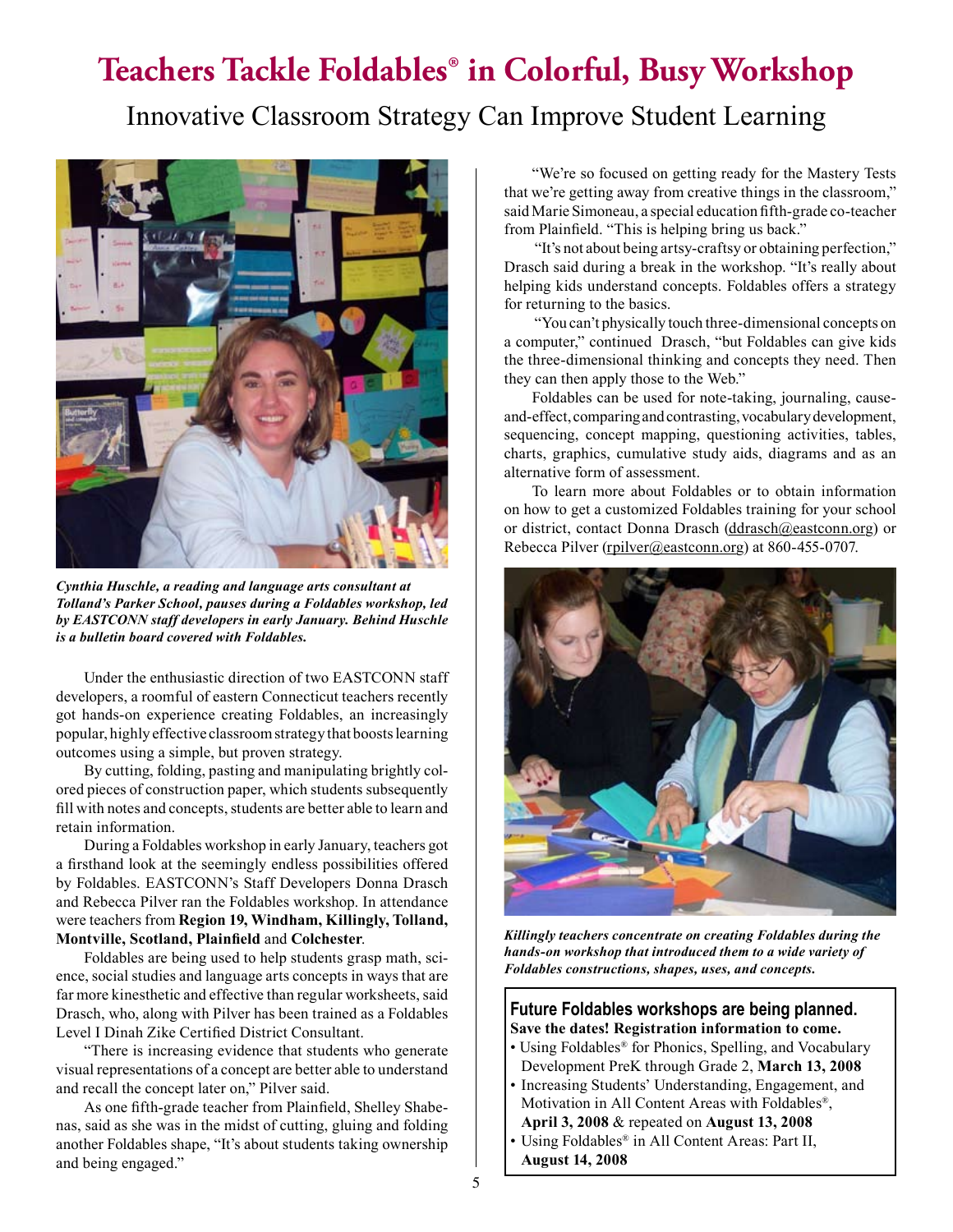# Teachers Tackle Foldables® in Colorful, Busy Workshop

## Innovative Classroom Strategy Can Improve Student Learning

*Cynthia Huschle, a reading and language arts consultant at Tolland's Parker School, pauses during a Foldables workshop, led by EASTCONN staff developers in early January. Behind Huschle is a bulletin board covered with Foldables.*

Under the enthusiastic direction of two EASTCONN staff developers, a roomful of eastern Connecticut teachers recently got hands-on experience creating Foldables, an increasingly popular, highly effective classroom strategy that boosts learning outcomes using a simple, but proven strategy.

By cutting, folding, pasting and manipulating brightly colored pieces of construction paper, which students subsequently fill with notes and concepts, students are better able to learn and retain information.

During a Foldables workshop in early January, teachers got a firsthand look at the seemingly endless possibilities offered by Foldables. EASTCONN's Staff Developers Donna Drasch and Rebecca Pilver ran the Foldables workshop. In attendance were teachers from **Region 19, Windham, Killingly, Tolland, Montville, Scotland, Plainfield** and **Colchester**.

Foldables are being used to help students grasp math, science, social studies and language arts concepts in ways that are far more kinesthetic and effective than regular worksheets, said Drasch, who, along with Pilver has been trained as a Foldables Level I Dinah Zike Certified District Consultant.

"There is increasing evidence that students who generate visual representations of a concept are better able to understand and recall the concept later on," Pilver said.

As one fifth-grade teacher from Plainfield, Shelley Shabenas, said as she was in the midst of cutting, gluing and folding another Foldables shape, "It's about students taking ownership and being engaged."

"We're so focused on getting ready for the Mastery Tests that we're getting away from creative things in the classroom," said Marie Simoneau, a special education fifth-grade co-teacher from Plainfield. "This is helping bring us back."

"It's not about being artsy-craftsy or obtaining perfection," Drasch said during a break in the workshop. "It's really about helping kids understand concepts. Foldables offers a strategy for returning to the basics.

"You can't physically touch three-dimensional concepts on a computer," continued Drasch, "but Foldables can give kids the three-dimensional thinking and concepts they need. Then they can then apply those to the Web."

Foldables can be used for note-taking, journaling, cause-and-effect, comparing and contrasting, vocabulary development, sequencing, concept mapping, questioning activities, tables, charts, graphics, cumulative study aids, diagrams and as an alternative form of assessment.

To learn more about Foldables or to obtain information on how to get a customized Foldables training for your school or district, contact Donna Drasch (ddrasch@eastconn.org) or Rebecca Pilver (rpilver@eastconn.org) at 860-455-0707.

*Killingly teachers concentrate on creating Foldables during the hands-on workshop that introduced them to a wide variety of Foldables constructions, shapes, uses, and concepts.*

### Future Foldables workshops are being planned.

**Save the dates! Registration information to come.**

- Using Foldables® for Phonics, Spelling, and Vocabulary Development PreK through Grade 2, **March 13, 2008**
- Increasing Students' Understanding, Engagement, and Motivation in All Content Areas with Foldables®, **April 3, 2008** & repeated on **August 13, 2008**
- Using Foldables® in All Content Areas: Part II, **August 14, 2008**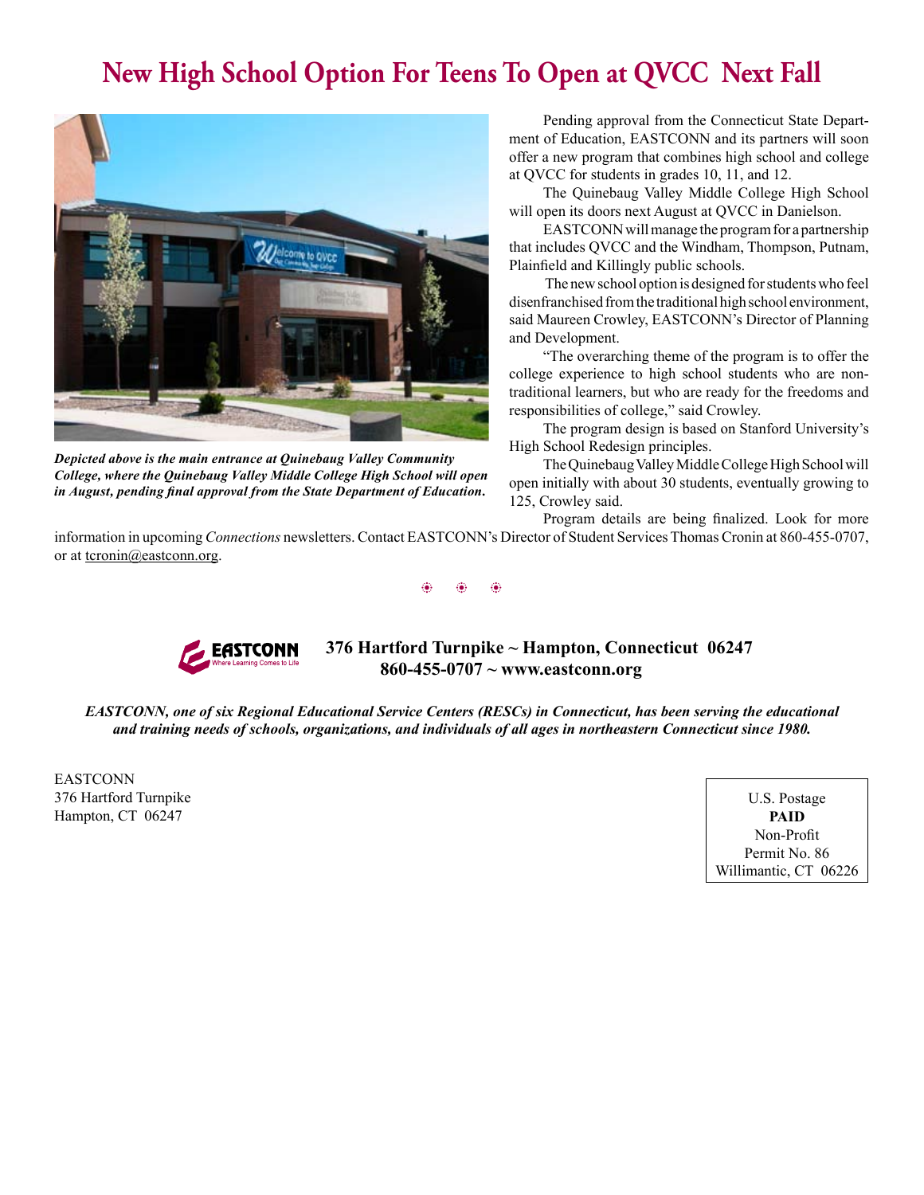# New High School Option For Teens To Open at QVCC Next Fall

*Depicted above is the main entrance at Quinebaug Valley Community College, where the Quinebaug Valley Middle College High School will open in August, pending final approval from the State Department of Education.*

Pending approval from the Connecticut State Department of Education, EASTCONN and its partners will soon offer a new program that combines high school and college at QVCC for students in grades 10, 11, and 12.

The Quinebaug Valley Middle College High School will open its doors next August at QVCC in Danielson.

EASTCONN will manage the program for a partnership that includes QVCC and the Windham, Thompson, Putnam, Plainfield and Killingly public schools.

The new school option is designed for students who feel disenfranchised from the traditional high school environment, said Maureen Crowley, EASTCONN's Director of Planning and Development.

"The overarching theme of the program is to offer the college experience to high school students who are non-traditional learners, but who are ready for the freedoms and responsibilities of college," said Crowley.

The program design is based on Stanford University's High School Redesign principles.

The Quinebaug Valley Middle College High School will open initially with about 30 students, eventually growing to 125, Crowley said.

Program details are being finalized. Look for more information in upcoming *Connections* newsletters. Contact EASTCONN's Director of Student Services Thomas Cronin at 860-455-0707, or at tcronin@eastconn.org.

**EASTCONN** Where Learning Comes to Life

**376 Hartford Turnpike ~ Hampton, Connecticut 06247**
**860-455-0707 ~ www.eastconn.org**

***EASTCONN, one of six Regional Educational Service Centers (RESCs) in Connecticut, has been serving the educational and training needs of schools, organizations, and individuals of all ages in northeastern Connecticut since 1980.***

EASTCONN
376 Hartford Turnpike
Hampton, CT 06247

U.S. Postage
**PAID**
Non-Profit
Permit No. 86
Willimantic, CT 06226